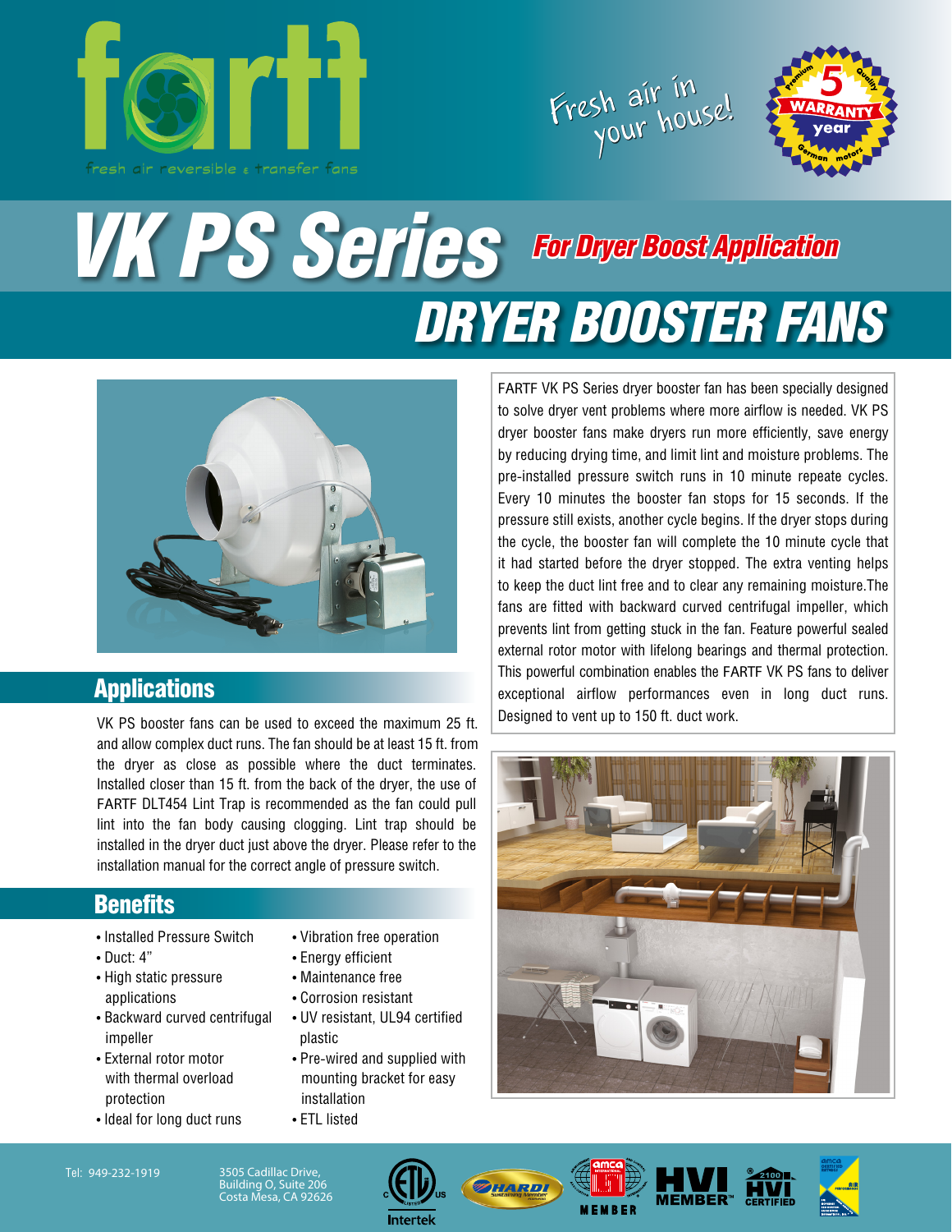fartf

fresh air reversible & transfer fans

Fresh air in your house!

Premium Quality 5 year WARRANTY German motors

# VK PS Series

**For Dryer Boost Application**

## DRYER BOOSTER FANS

FARTF VK PS Series dryer booster fan has been specially designed to solve dryer vent problems where more airflow is needed. VK PS dryer booster fans make dryers run more efficiently, save energy by reducing drying time, and limit lint and moisture problems. The pre-installed pressure switch runs in 10 minute repeate cycles. Every 10 minutes the booster fan stops for 15 seconds. If the pressure still exists, another cycle begins. If the dryer stops during the cycle, the booster fan will complete the 10 minute cycle that it had started before the dryer stopped. The extra venting helps to keep the duct lint free and to clear any remaining moisture.The fans are fitted with backward curved centrifugal impeller, which prevents lint from getting stuck in the fan. Feature powerful sealed external rotor motor with lifelong bearings and thermal protection. This powerful combination enables the FARTF VK PS fans to deliver exceptional airflow performances even in long duct runs. Designed to vent up to 150 ft. duct work.

## Applications

VK PS booster fans can be used to exceed the maximum 25 ft. and allow complex duct runs. The fan should be at least 15 ft. from the dryer as close as possible where the duct terminates. Installed closer than 15 ft. from the back of the dryer, the use of FARTF DLT454 Lint Trap is recommended as the fan could pull lint into the fan body causing clogging. Lint trap should be installed in the dryer duct just above the dryer. Please refer to the installation manual for the correct angle of pressure switch.

## Benefits

- Installed Pressure Switch
- Duct: 4”
- High static pressure applications
- Backward curved centrifugal impeller
- External rotor motor with thermal overload protection
- Ideal for long duct runs
- Vibration free operation
- Energy efficient
- Maintenance free
- Corrosion resistant
- UV resistant, UL94 certified plastic
- Pre-wired and supplied with mounting bracket for easy installation
- ETL listed

Tel: 949-232-1919

3505 Cadillac Drive,
Building O, Suite 206
Costa Mesa, CA 92626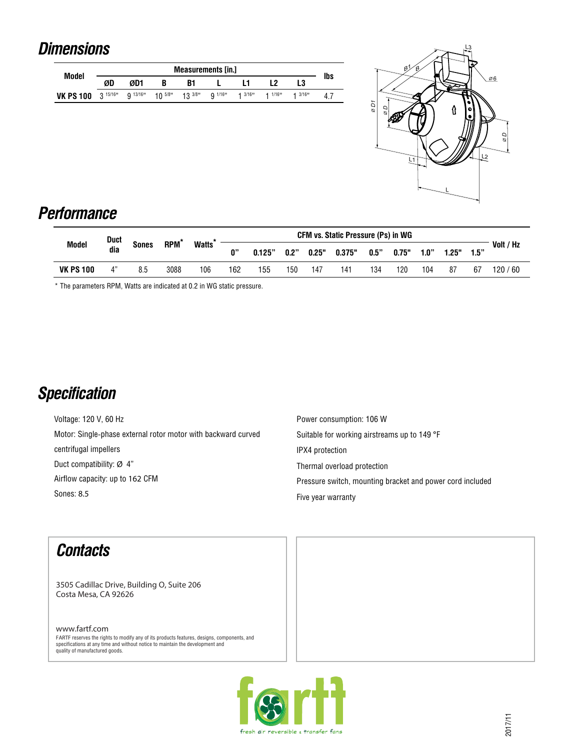## Dimensions

| Model | Measurements [in.] | | | | | | | | lbs |
|---|---|---|---|---|---|---|---|---|---|
| | ØD | ØD1 | B | B1 | L | L1 | L2 | L3 | |
| **VK PS 100** | 3 15/16" | 9 13/16" | 10 5/8" | 13 3/8" | 9 1/16" | 1 3/16" | 1 1/16" | 1 3/16" | 4.7 |

## Performance

| Model | Duct dia | Sones | RPM* | Watts* | CFM vs. Static Pressure (Ps) in WG | | | | | | | | | | Volt / Hz |
|---|---|---|---|---|---|---|---|---|---|---|---|---|---|---|---|
| | | | | | 0" | 0.125" | 0.2" | 0.25" | 0.375" | 0.5" | 0.75" | 1.0" | 1.25" | 1.5" | |
| **VK PS 100** | 4" | 8.5 | 3088 | 106 | 162 | 155 | 150 | 147 | 141 | 134 | 120 | 104 | 87 | 67 | 120 / 60 |

* The parameters RPM, Watts are indicated at 0.2 in WG static pressure.

## Specification

Voltage: 120 V, 60 Hz

Motor: Single-phase external rotor motor with backward curved centrifugal impellers

Duct compatibility: Ø 4"

Airflow capacity: up to 162 CFM

Sones: 8.5

Power consumption: 106 W

Suitable for working airstreams up to 149 °F

IPX4 protection

Thermal overload protection

Pressure switch, mounting bracket and power cord included

Five year warranty

## Contacts

3505 Cadillac Drive, Building O, Suite 206
Costa Mesa, CA 92626

www.fartf.com

FARTF reserves the rights to modify any of its products features, designs, components, and specifications at any time and without notice to maintain the development and quality of manufactured goods.

fartf
fresh air reversible & transfer fans

2017/11